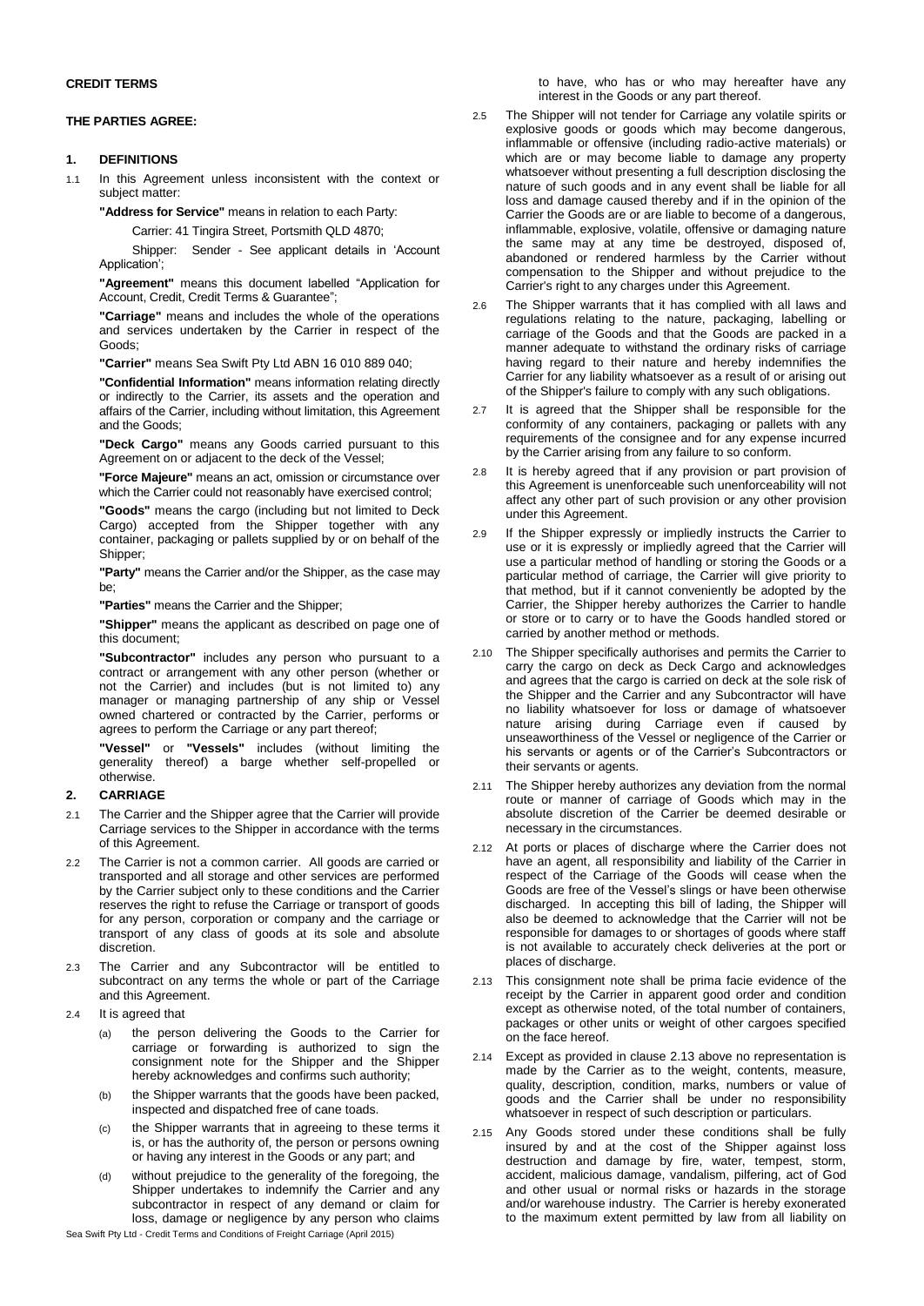**CREDIT TERMS**

**THE PARTIES AGREE:**

## 1. DEFINITIONS

1.1 In this Agreement unless inconsistent with the context or subject matter:

**"Address for Service"** means in relation to each Party:

Carrier: 41 Tingira Street, Portsmith QLD 4870;

Shipper: Sender - See applicant details in 'Account Application';

**"Agreement"** means this document labelled "Application for Account, Credit, Credit Terms & Guarantee";

**"Carriage"** means and includes the whole of the operations and services undertaken by the Carrier in respect of the Goods;

**"Carrier"** means Sea Swift Pty Ltd ABN 16 010 889 040;

**"Confidential Information"** means information relating directly or indirectly to the Carrier, its assets and the operation and affairs of the Carrier, including without limitation, this Agreement and the Goods;

**"Deck Cargo"** means any Goods carried pursuant to this Agreement on or adjacent to the deck of the Vessel;

**"Force Majeure"** means an act, omission or circumstance over which the Carrier could not reasonably have exercised control;

**"Goods"** means the cargo (including but not limited to Deck Cargo) accepted from the Shipper together with any container, packaging or pallets supplied by or on behalf of the Shipper;

**"Party"** means the Carrier and/or the Shipper, as the case may be;

**"Parties"** means the Carrier and the Shipper;

**"Shipper"** means the applicant as described on page one of this document;

**"Subcontractor"** includes any person who pursuant to a contract or arrangement with any other person (whether or not the Carrier) and includes (but is not limited to) any manager or managing partnership of any ship or Vessel owned chartered or contracted by the Carrier, performs or agrees to perform the Carriage or any part thereof;

**"Vessel"** or **"Vessels"** includes (without limiting the generality thereof) a barge whether self-propelled or otherwise.

## 2. CARRIAGE

2.1 The Carrier and the Shipper agree that the Carrier will provide Carriage services to the Shipper in accordance with the terms of this Agreement.

2.2 The Carrier is not a common carrier. All goods are carried or transported and all storage and other services are performed by the Carrier subject only to these conditions and the Carrier reserves the right to refuse the Carriage or transport of goods for any person, corporation or company and the carriage or transport of any class of goods at its sole and absolute discretion.

2.3 The Carrier and any Subcontractor will be entitled to subcontract on any terms the whole or part of the Carriage and this Agreement.

2.4 It is agreed that

(a) the person delivering the Goods to the Carrier for carriage or forwarding is authorized to sign the consignment note for the Shipper and the Shipper hereby acknowledges and confirms such authority;

(b) the Shipper warrants that the goods have been packed, inspected and dispatched free of cane toads.

(c) the Shipper warrants that in agreeing to these terms it is, or has the authority of, the person or persons owning or having any interest in the Goods or any part; and

(d) without prejudice to the generality of the foregoing, the Shipper undertakes to indemnify the Carrier and any subcontractor in respect of any demand or claim for loss, damage or negligence by any person who claims to have, who has or who may hereafter have any interest in the Goods or any part thereof.

2.5 The Shipper will not tender for Carriage any volatile spirits or explosive goods or goods which may become dangerous, inflammable or offensive (including radio-active materials) or which are or may become liable to damage any property whatsoever without presenting a full description disclosing the nature of such goods and in any event shall be liable for all loss and damage caused thereby and if in the opinion of the Carrier the Goods are or are liable to become of a dangerous, inflammable, explosive, volatile, offensive or damaging nature the same may at any time be destroyed, disposed of, abandoned or rendered harmless by the Carrier without compensation to the Shipper and without prejudice to the Carrier's right to any charges under this Agreement.

2.6 The Shipper warrants that it has complied with all laws and regulations relating to the nature, packaging, labelling or carriage of the Goods and that the Goods are packed in a manner adequate to withstand the ordinary risks of carriage having regard to their nature and hereby indemnifies the Carrier for any liability whatsoever as a result of or arising out of the Shipper's failure to comply with any such obligations.

2.7 It is agreed that the Shipper shall be responsible for the conformity of any containers, packaging or pallets with any requirements of the consignee and for any expense incurred by the Carrier arising from any failure to so conform.

2.8 It is hereby agreed that if any provision or part provision of this Agreement is unenforceable such unenforceability will not affect any other part of such provision or any other provision under this Agreement.

2.9 If the Shipper expressly or impliedly instructs the Carrier to use or it is expressly or impliedly agreed that the Carrier will use a particular method of handling or storing the Goods or a particular method of carriage, the Carrier will give priority to that method, but if it cannot conveniently be adopted by the Carrier, the Shipper hereby authorizes the Carrier to handle or store or to carry or to have the Goods handled stored or carried by another method or methods.

2.10 The Shipper specifically authorises and permits the Carrier to carry the cargo on deck as Deck Cargo and acknowledges and agrees that the cargo is carried on deck at the sole risk of the Shipper and the Carrier and any Subcontractor will have no liability whatsoever for loss or damage of whatsoever nature arising during Carriage even if caused by unseaworthiness of the Vessel or negligence of the Carrier or his servants or agents or of the Carrier's Subcontractors or their servants or agents.

2.11 The Shipper hereby authorizes any deviation from the normal route or manner of carriage of Goods which may in the absolute discretion of the Carrier be deemed desirable or necessary in the circumstances.

2.12 At ports or places of discharge where the Carrier does not have an agent, all responsibility and liability of the Carrier in respect of the Carriage of the Goods will cease when the Goods are free of the Vessel's slings or have been otherwise discharged. In accepting this bill of lading, the Shipper will also be deemed to acknowledge that the Carrier will not be responsible for damages to or shortages of goods where staff is not available to accurately check deliveries at the port or places of discharge.

2.13 This consignment note shall be prima facie evidence of the receipt by the Carrier in apparent good order and condition except as otherwise noted, of the total number of containers, packages or other units or weight of other cargoes specified on the face hereof.

2.14 Except as provided in clause 2.13 above no representation is made by the Carrier as to the weight, contents, measure, quality, description, condition, marks, numbers or value of goods and the Carrier shall be under no responsibility whatsoever in respect of such description or particulars.

2.15 Any Goods stored under these conditions shall be fully insured by and at the cost of the Shipper against loss destruction and damage by fire, water, tempest, storm, accident, malicious damage, vandalism, pilfering, act of God and other usual or normal risks or hazards in the storage and/or warehouse industry. The Carrier is hereby exonerated to the maximum extent permitted by law from all liability on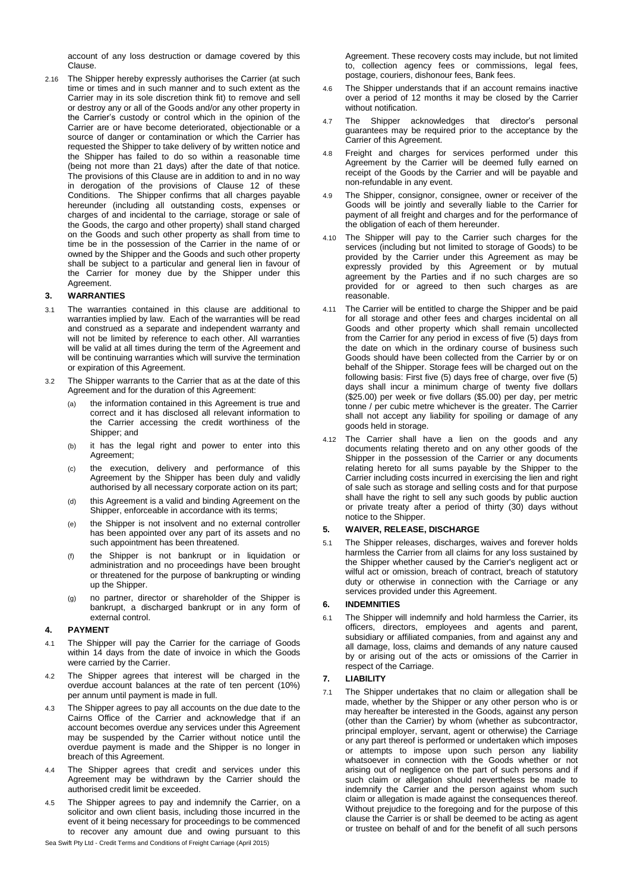account of any loss destruction or damage covered by this Clause.

2.16 The Shipper hereby expressly authorises the Carrier (at such time or times and in such manner and to such extent as the Carrier may in its sole discretion think fit) to remove and sell or destroy any or all of the Goods and/or any other property in the Carrier's custody or control which in the opinion of the Carrier are or have become deteriorated, objectionable or a source of danger or contamination or which the Carrier has requested the Shipper to take delivery of by written notice and the Shipper has failed to do so within a reasonable time (being not more than 21 days) after the date of that notice. The provisions of this Clause are in addition to and in no way in derogation of the provisions of Clause 12 of these Conditions. The Shipper confirms that all charges payable hereunder (including all outstanding costs, expenses or charges of and incidental to the carriage, storage or sale of the Goods, the cargo and other property) shall stand charged on the Goods and such other property as shall from time to time be in the possession of the Carrier in the name of or owned by the Shipper and the Goods and such other property shall be subject to a particular and general lien in favour of the Carrier for money due by the Shipper under this Agreement.

## 3. WARRANTIES

3.1 The warranties contained in this clause are additional to warranties implied by law. Each of the warranties will be read and construed as a separate and independent warranty and will not be limited by reference to each other. All warranties will be valid at all times during the term of the Agreement and will be continuing warranties which will survive the termination or expiration of this Agreement.

3.2 The Shipper warrants to the Carrier that as at the date of this Agreement and for the duration of this Agreement:

(a) the information contained in this Agreement is true and correct and it has disclosed all relevant information to the Carrier accessing the credit worthiness of the Shipper; and

(b) it has the legal right and power to enter into this Agreement;

(c) the execution, delivery and performance of this Agreement by the Shipper has been duly and validly authorised by all necessary corporate action on its part;

(d) this Agreement is a valid and binding Agreement on the Shipper, enforceable in accordance with its terms;

(e) the Shipper is not insolvent and no external controller has been appointed over any part of its assets and no such appointment has been threatened.

(f) the Shipper is not bankrupt or in liquidation or administration and no proceedings have been brought or threatened for the purpose of bankrupting or winding up the Shipper.

(g) no partner, director or shareholder of the Shipper is bankrupt, a discharged bankrupt or in any form of external control.

## 4. PAYMENT

4.1 The Shipper will pay the Carrier for the carriage of Goods within 14 days from the date of invoice in which the Goods were carried by the Carrier.

4.2 The Shipper agrees that interest will be charged in the overdue account balances at the rate of ten percent (10%) per annum until payment is made in full.

4.3 The Shipper agrees to pay all accounts on the due date to the Cairns Office of the Carrier and acknowledge that if an account becomes overdue any services under this Agreement may be suspended by the Carrier without notice until the overdue payment is made and the Shipper is no longer in breach of this Agreement.

4.4 The Shipper agrees that credit and services under this Agreement may be withdrawn by the Carrier should the authorised credit limit be exceeded.

4.5 The Shipper agrees to pay and indemnify the Carrier, on a solicitor and own client basis, including those incurred in the event of it being necessary for proceedings to be commenced to recover any amount due and owing pursuant to this Agreement. These recovery costs may include, but not limited to, collection agency fees or commissions, legal fees, postage, couriers, dishonour fees, Bank fees.

4.6 The Shipper understands that if an account remains inactive over a period of 12 months it may be closed by the Carrier without notification.

4.7 The Shipper acknowledges that director's personal guarantees may be required prior to the acceptance by the Carrier of this Agreement.

4.8 Freight and charges for services performed under this Agreement by the Carrier will be deemed fully earned on receipt of the Goods by the Carrier and will be payable and non-refundable in any event.

4.9 The Shipper, consignor, consignee, owner or receiver of the Goods will be jointly and severally liable to the Carrier for payment of all freight and charges and for the performance of the obligation of each of them hereunder.

4.10 The Shipper will pay to the Carrier such charges for the services (including but not limited to storage of Goods) to be provided by the Carrier under this Agreement as may be expressly provided by this Agreement or by mutual agreement by the Parties and if no such charges are so provided for or agreed to then such charges as are reasonable.

4.11 The Carrier will be entitled to charge the Shipper and be paid for all storage and other fees and charges incidental on all Goods and other property which shall remain uncollected from the Carrier for any period in excess of five (5) days from the date on which in the ordinary course of business such Goods should have been collected from the Carrier by or on behalf of the Shipper. Storage fees will be charged out on the following basis: First five (5) days free of charge, over five (5) days shall incur a minimum charge of twenty five dollars ($25.00) per week or five dollars ($5.00) per day, per metric tonne / per cubic metre whichever is the greater. The Carrier shall not accept any liability for spoiling or damage of any goods held in storage.

4.12 The Carrier shall have a lien on the goods and any documents relating thereto and on any other goods of the Shipper in the possession of the Carrier or any documents relating hereto for all sums payable by the Shipper to the Carrier including costs incurred in exercising the lien and right of sale such as storage and selling costs and for that purpose shall have the right to sell any such goods by public auction or private treaty after a period of thirty (30) days without notice to the Shipper.

## 5. WAIVER, RELEASE, DISCHARGE

5.1 The Shipper releases, discharges, waives and forever holds harmless the Carrier from all claims for any loss sustained by the Shipper whether caused by the Carrier's negligent act or wilful act or omission, breach of contract, breach of statutory duty or otherwise in connection with the Carriage or any services provided under this Agreement.

## 6. INDEMNITIES

6.1 The Shipper will indemnify and hold harmless the Carrier, its officers, directors, employees and agents and parent, subsidiary or affiliated companies, from and against any and all damage, loss, claims and demands of any nature caused by or arising out of the acts or omissions of the Carrier in respect of the Carriage.

## 7. LIABILITY

7.1 The Shipper undertakes that no claim or allegation shall be made, whether by the Shipper or any other person who is or may hereafter be interested in the Goods, against any person (other than the Carrier) by whom (whether as subcontractor, principal employer, servant, agent or otherwise) the Carriage or any part thereof is performed or undertaken which imposes or attempts to impose upon such person any liability whatsoever in connection with the Goods whether or not arising out of negligence on the part of such persons and if such claim or allegation should nevertheless be made to indemnify the Carrier and the person against whom such claim or allegation is made against the consequences thereof. Without prejudice to the foregoing and for the purpose of this clause the Carrier is or shall be deemed to be acting as agent or trustee on behalf of and for the benefit of all such persons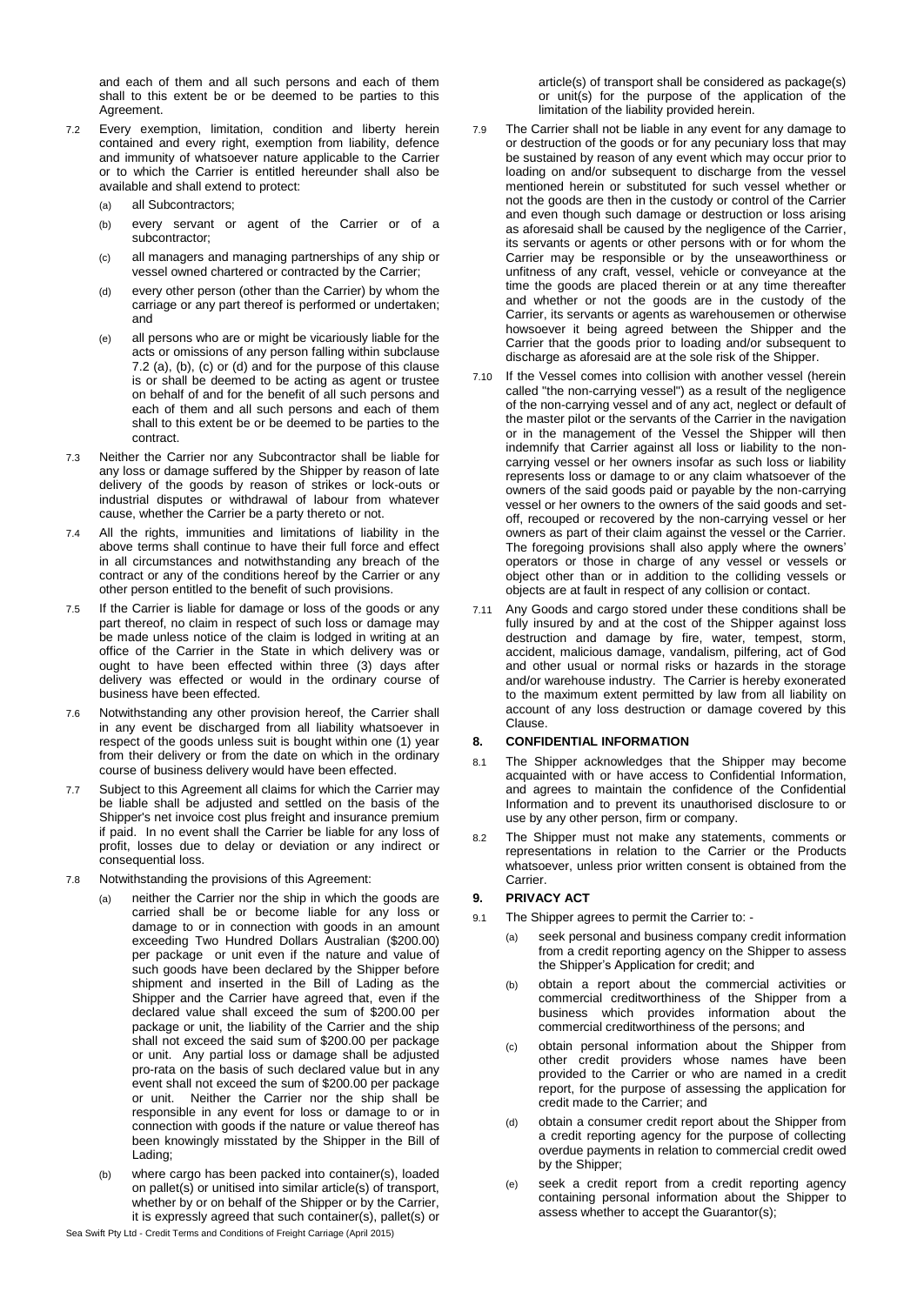and each of them and all such persons and each of them shall to this extent be or be deemed to be parties to this Agreement.

7.2 Every exemption, limitation, condition and liberty herein contained and every right, exemption from liability, defence and immunity of whatsoever nature applicable to the Carrier or to which the Carrier is entitled hereunder shall also be available and shall extend to protect:

(a) all Subcontractors;

(b) every servant or agent of the Carrier or of a subcontractor;

(c) all managers and managing partnerships of any ship or vessel owned chartered or contracted by the Carrier;

(d) every other person (other than the Carrier) by whom the carriage or any part thereof is performed or undertaken; and

(e) all persons who are or might be vicariously liable for the acts or omissions of any person falling within subclause 7.2 (a), (b), (c) or (d) and for the purpose of this clause is or shall be deemed to be acting as agent or trustee on behalf of and for the benefit of all such persons and each of them and all such persons and each of them shall to this extent be or be deemed to be parties to the contract.

7.3 Neither the Carrier nor any Subcontractor shall be liable for any loss or damage suffered by the Shipper by reason of late delivery of the goods by reason of strikes or lock-outs or industrial disputes or withdrawal of labour from whatever cause, whether the Carrier be a party thereto or not.

7.4 All the rights, immunities and limitations of liability in the above terms shall continue to have their full force and effect in all circumstances and notwithstanding any breach of the contract or any of the conditions hereof by the Carrier or any other person entitled to the benefit of such provisions.

7.5 If the Carrier is liable for damage or loss of the goods or any part thereof, no claim in respect of such loss or damage may be made unless notice of the claim is lodged in writing at an office of the Carrier in the State in which delivery was or ought to have been effected within three (3) days after delivery was effected or would in the ordinary course of business have been effected.

7.6 Notwithstanding any other provision hereof, the Carrier shall in any event be discharged from all liability whatsoever in respect of the goods unless suit is bought within one (1) year from their delivery or from the date on which in the ordinary course of business delivery would have been effected.

7.7 Subject to this Agreement all claims for which the Carrier may be liable shall be adjusted and settled on the basis of the Shipper's net invoice cost plus freight and insurance premium if paid. In no event shall the Carrier be liable for any loss of profit, losses due to delay or deviation or any indirect or consequential loss.

7.8 Notwithstanding the provisions of this Agreement:

(a) neither the Carrier nor the ship in which the goods are carried shall be or become liable for any loss or damage to or in connection with goods in an amount exceeding Two Hundred Dollars Australian ($200.00) per package or unit even if the nature and value of such goods have been declared by the Shipper before shipment and inserted in the Bill of Lading as the Shipper and the Carrier have agreed that, even if the declared value shall exceed the sum of $200.00 per package or unit, the liability of the Carrier and the ship shall not exceed the said sum of $200.00 per package or unit. Any partial loss or damage shall be adjusted pro-rata on the basis of such declared value but in any event shall not exceed the sum of $200.00 per package or unit. Neither the Carrier nor the ship shall be responsible in any event for loss or damage to or in connection with goods if the nature or value thereof has been knowingly misstated by the Shipper in the Bill of Lading;

(b) where cargo has been packed into container(s), loaded on pallet(s) or unitised into similar article(s) of transport, whether by or on behalf of the Shipper or by the Carrier, it is expressly agreed that such container(s), pallet(s) or article(s) of transport shall be considered as package(s) or unit(s) for the purpose of the application of the limitation of the liability provided herein.

7.9 The Carrier shall not be liable in any event for any damage to or destruction of the goods or for any pecuniary loss that may be sustained by reason of any event which may occur prior to loading on and/or subsequent to discharge from the vessel mentioned herein or substituted for such vessel whether or not the goods are then in the custody or control of the Carrier and even though such damage or destruction or loss arising as aforesaid shall be caused by the negligence of the Carrier, its servants or agents or other persons with or for whom the Carrier may be responsible or by the unseaworthiness or unfitness of any craft, vessel, vehicle or conveyance at the time the goods are placed therein or at any time thereafter and whether or not the goods are in the custody of the Carrier, its servants or agents as warehousemen or otherwise howsoever it being agreed between the Shipper and the Carrier that the goods prior to loading and/or subsequent to discharge as aforesaid are at the sole risk of the Shipper.

7.10 If the Vessel comes into collision with another vessel (herein called "the non-carrying vessel") as a result of the negligence of the non-carrying vessel and of any act, neglect or default of the master pilot or the servants of the Carrier in the navigation or in the management of the Vessel the Shipper will then indemnify that Carrier against all loss or liability to the non-carrying vessel or her owners insofar as such loss or liability represents loss or damage to or any claim whatsoever of the owners of the said goods paid or payable by the non-carrying vessel or her owners to the owners of the said goods and set-off, recouped or recovered by the non-carrying vessel or her owners as part of their claim against the vessel or the Carrier. The foregoing provisions shall also apply where the owners' operators or those in charge of any vessel or vessels or object other than or in addition to the colliding vessels or objects are at fault in respect of any collision or contact.

7.11 Any Goods and cargo stored under these conditions shall be fully insured by and at the cost of the Shipper against loss destruction and damage by fire, water, tempest, storm, accident, malicious damage, vandalism, pilfering, act of God and other usual or normal risks or hazards in the storage and/or warehouse industry. The Carrier is hereby exonerated to the maximum extent permitted by law from all liability on account of any loss destruction or damage covered by this Clause.

## 8. CONFIDENTIAL INFORMATION

8.1 The Shipper acknowledges that the Shipper may become acquainted with or have access to Confidential Information, and agrees to maintain the confidence of the Confidential Information and to prevent its unauthorised disclosure to or use by any other person, firm or company.

8.2 The Shipper must not make any statements, comments or representations in relation to the Carrier or the Products whatsoever, unless prior written consent is obtained from the Carrier.

## 9. PRIVACY ACT

9.1 The Shipper agrees to permit the Carrier to: -

(a) seek personal and business company credit information from a credit reporting agency on the Shipper to assess the Shipper's Application for credit; and

(b) obtain a report about the commercial activities or commercial creditworthiness of the Shipper from a business which provides information about the commercial creditworthiness of the persons; and

(c) obtain personal information about the Shipper from other credit providers whose names have been provided to the Carrier or who are named in a credit report, for the purpose of assessing the application for credit made to the Carrier; and

(d) obtain a consumer credit report about the Shipper from a credit reporting agency for the purpose of collecting overdue payments in relation to commercial credit owed by the Shipper;

(e) seek a credit report from a credit reporting agency containing personal information about the Shipper to assess whether to accept the Guarantor(s);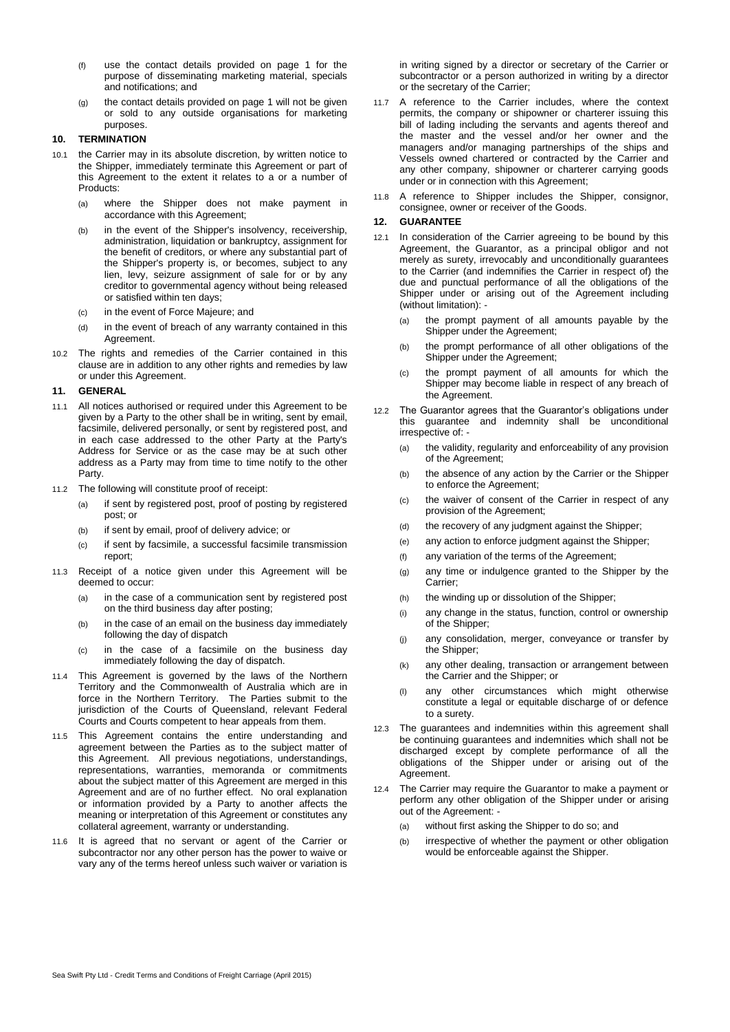(f) use the contact details provided on page 1 for the purpose of disseminating marketing material, specials and notifications; and

(g) the contact details provided on page 1 will not be given or sold to any outside organisations for marketing purposes.

## 10. TERMINATION

10.1 the Carrier may in its absolute discretion, by written notice to the Shipper, immediately terminate this Agreement or part of this Agreement to the extent it relates to a or a number of Products:

(a) where the Shipper does not make payment in accordance with this Agreement;

(b) in the event of the Shipper's insolvency, receivership, administration, liquidation or bankruptcy, assignment for the benefit of creditors, or where any substantial part of the Shipper's property is, or becomes, subject to any lien, levy, seizure assignment of sale for or by any creditor to governmental agency without being released or satisfied within ten days;

(c) in the event of Force Majeure; and

(d) in the event of breach of any warranty contained in this Agreement.

10.2 The rights and remedies of the Carrier contained in this clause are in addition to any other rights and remedies by law or under this Agreement.

## 11. GENERAL

11.1 All notices authorised or required under this Agreement to be given by a Party to the other shall be in writing, sent by email, facsimile, delivered personally, or sent by registered post, and in each case addressed to the other Party at the Party's Address for Service or as the case may be at such other address as a Party may from time to time notify to the other Party.

11.2 The following will constitute proof of receipt:

(a) if sent by registered post, proof of posting by registered post; or

(b) if sent by email, proof of delivery advice; or

(c) if sent by facsimile, a successful facsimile transmission report;

11.3 Receipt of a notice given under this Agreement will be deemed to occur:

(a) in the case of a communication sent by registered post on the third business day after posting;

(b) in the case of an email on the business day immediately following the day of dispatch

(c) in the case of a facsimile on the business day immediately following the day of dispatch.

11.4 This Agreement is governed by the laws of the Northern Territory and the Commonwealth of Australia which are in force in the Northern Territory. The Parties submit to the jurisdiction of the Courts of Queensland, relevant Federal Courts and Courts competent to hear appeals from them.

11.5 This Agreement contains the entire understanding and agreement between the Parties as to the subject matter of this Agreement. All previous negotiations, understandings, representations, warranties, memoranda or commitments about the subject matter of this Agreement are merged in this Agreement and are of no further effect. No oral explanation or information provided by a Party to another affects the meaning or interpretation of this Agreement or constitutes any collateral agreement, warranty or understanding.

11.6 It is agreed that no servant or agent of the Carrier or subcontractor nor any other person has the power to waive or vary any of the terms hereof unless such waiver or variation is in writing signed by a director or secretary of the Carrier or subcontractor or a person authorized in writing by a director or the secretary of the Carrier;

11.7 A reference to the Carrier includes, where the context permits, the company or shipowner or charterer issuing this bill of lading including the servants and agents thereof and the master and the vessel and/or her owner and the managers and/or managing partnerships of the ships and Vessels owned chartered or contracted by the Carrier and any other company, shipowner or charterer carrying goods under or in connection with this Agreement;

11.8 A reference to Shipper includes the Shipper, consignor, consignee, owner or receiver of the Goods.

## 12. GUARANTEE

12.1 In consideration of the Carrier agreeing to be bound by this Agreement, the Guarantor, as a principal obligor and not merely as surety, irrevocably and unconditionally guarantees to the Carrier (and indemnifies the Carrier in respect of) the due and punctual performance of all the obligations of the Shipper under or arising out of the Agreement including (without limitation): -

(a) the prompt payment of all amounts payable by the Shipper under the Agreement;

(b) the prompt performance of all other obligations of the Shipper under the Agreement;

(c) the prompt payment of all amounts for which the Shipper may become liable in respect of any breach of the Agreement.

12.2 The Guarantor agrees that the Guarantor's obligations under this guarantee and indemnity shall be unconditional irrespective of: -

(a) the validity, regularity and enforceability of any provision of the Agreement;

(b) the absence of any action by the Carrier or the Shipper to enforce the Agreement;

(c) the waiver of consent of the Carrier in respect of any provision of the Agreement;

(d) the recovery of any judgment against the Shipper;

(e) any action to enforce judgment against the Shipper;

(f) any variation of the terms of the Agreement;

(g) any time or indulgence granted to the Shipper by the Carrier;

(h) the winding up or dissolution of the Shipper;

(i) any change in the status, function, control or ownership of the Shipper;

(j) any consolidation, merger, conveyance or transfer by the Shipper;

(k) any other dealing, transaction or arrangement between the Carrier and the Shipper; or

(l) any other circumstances which might otherwise constitute a legal or equitable discharge of or defence to a surety.

12.3 The guarantees and indemnities within this agreement shall be continuing guarantees and indemnities which shall not be discharged except by complete performance of all the obligations of the Shipper under or arising out of the Agreement.

12.4 The Carrier may require the Guarantor to make a payment or perform any other obligation of the Shipper under or arising out of the Agreement: -

(a) without first asking the Shipper to do so; and

(b) irrespective of whether the payment or other obligation would be enforceable against the Shipper.